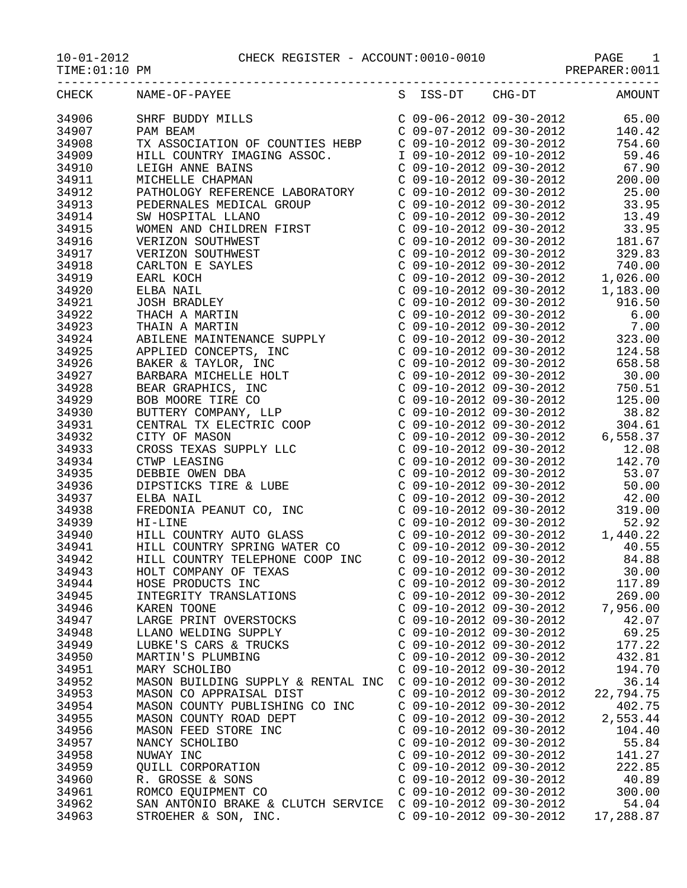10-01-2012 CHECK REGISTER - ACCOUNT:0010-0010

TIME:01:10 PM PREPARER:0011

| CHECK | NAME-OF-PAYEE | S | ISS-DT | CHG-DT | AMOUNT |
|---|---|---|---|---|---|
| 34906 | SHRF BUDDY MILLS | C | 09-06-2012 | 09-30-2012 | 65.00 |
| 34907 | PAM BEAM | C | 09-07-2012 | 09-30-2012 | 140.42 |
| 34908 | TX ASSOCIATION OF COUNTIES HEBP | C | 09-10-2012 | 09-30-2012 | 754.60 |
| 34909 | HILL COUNTRY IMAGING ASSOC. | I | 09-10-2012 | 09-10-2012 | 59.46 |
| 34910 | LEIGH ANNE BAINS | C | 09-10-2012 | 09-30-2012 | 67.90 |
| 34911 | MICHELLE CHAPMAN | C | 09-10-2012 | 09-30-2012 | 200.00 |
| 34912 | PATHOLOGY REFERENCE LABORATORY | C | 09-10-2012 | 09-30-2012 | 25.00 |
| 34913 | PEDERNALES MEDICAL GROUP | C | 09-10-2012 | 09-30-2012 | 33.95 |
| 34914 | SW HOSPITAL LLANO | C | 09-10-2012 | 09-30-2012 | 13.49 |
| 34915 | WOMEN AND CHILDREN FIRST | C | 09-10-2012 | 09-30-2012 | 33.95 |
| 34916 | VERIZON SOUTHWEST | C | 09-10-2012 | 09-30-2012 | 181.67 |
| 34917 | VERIZON SOUTHWEST | C | 09-10-2012 | 09-30-2012 | 329.83 |
| 34918 | CARLTON E SAYLES | C | 09-10-2012 | 09-30-2012 | 740.00 |
| 34919 | EARL KOCH | C | 09-10-2012 | 09-30-2012 | 1,026.00 |
| 34920 | ELBA NAIL | C | 09-10-2012 | 09-30-2012 | 1,183.00 |
| 34921 | JOSH BRADLEY | C | 09-10-2012 | 09-30-2012 | 916.50 |
| 34922 | THACH A MARTIN | C | 09-10-2012 | 09-30-2012 | 6.00 |
| 34923 | THAIN A MARTIN | C | 09-10-2012 | 09-30-2012 | 7.00 |
| 34924 | ABILENE MAINTENANCE SUPPLY | C | 09-10-2012 | 09-30-2012 | 323.00 |
| 34925 | APPLIED CONCEPTS, INC | C | 09-10-2012 | 09-30-2012 | 124.58 |
| 34926 | BAKER & TAYLOR, INC | C | 09-10-2012 | 09-30-2012 | 658.58 |
| 34927 | BARBARA MICHELLE HOLT | C | 09-10-2012 | 09-30-2012 | 30.00 |
| 34928 | BEAR GRAPHICS, INC | C | 09-10-2012 | 09-30-2012 | 750.51 |
| 34929 | BOB MOORE TIRE CO | C | 09-10-2012 | 09-30-2012 | 125.00 |
| 34930 | BUTTERY COMPANY, LLP | C | 09-10-2012 | 09-30-2012 | 38.82 |
| 34931 | CENTRAL TX ELECTRIC COOP | C | 09-10-2012 | 09-30-2012 | 304.61 |
| 34932 | CITY OF MASON | C | 09-10-2012 | 09-30-2012 | 6,558.37 |
| 34933 | CROSS TEXAS SUPPLY LLC | C | 09-10-2012 | 09-30-2012 | 12.08 |
| 34934 | CTWP LEASING | C | 09-10-2012 | 09-30-2012 | 142.70 |
| 34935 | DEBBIE OWEN DBA | C | 09-10-2012 | 09-30-2012 | 53.07 |
| 34936 | DIPSTICKS TIRE & LUBE | C | 09-10-2012 | 09-30-2012 | 50.00 |
| 34937 | ELBA NAIL | C | 09-10-2012 | 09-30-2012 | 42.00 |
| 34938 | FREDONIA PEANUT CO, INC | C | 09-10-2012 | 09-30-2012 | 319.00 |
| 34939 | HI-LINE | C | 09-10-2012 | 09-30-2012 | 52.92 |
| 34940 | HILL COUNTRY AUTO GLASS | C | 09-10-2012 | 09-30-2012 | 1,440.22 |
| 34941 | HILL COUNTRY SPRING WATER CO | C | 09-10-2012 | 09-30-2012 | 40.55 |
| 34942 | HILL COUNTRY TELEPHONE COOP INC | C | 09-10-2012 | 09-30-2012 | 84.88 |
| 34943 | HOLT COMPANY OF TEXAS | C | 09-10-2012 | 09-30-2012 | 30.00 |
| 34944 | HOSE PRODUCTS INC | C | 09-10-2012 | 09-30-2012 | 117.89 |
| 34945 | INTEGRITY TRANSLATIONS | C | 09-10-2012 | 09-30-2012 | 269.00 |
| 34946 | KAREN TOONE | C | 09-10-2012 | 09-30-2012 | 7,956.00 |
| 34947 | LARGE PRINT OVERSTOCKS | C | 09-10-2012 | 09-30-2012 | 42.07 |
| 34948 | LLANO WELDING SUPPLY | C | 09-10-2012 | 09-30-2012 | 69.25 |
| 34949 | LUBKE'S CARS & TRUCKS | C | 09-10-2012 | 09-30-2012 | 177.22 |
| 34950 | MARTIN'S PLUMBING | C | 09-10-2012 | 09-30-2012 | 432.81 |
| 34951 | MARY SCHOLIBO | C | 09-10-2012 | 09-30-2012 | 194.70 |
| 34952 | MASON BUILDING SUPPLY & RENTAL INC | C | 09-10-2012 | 09-30-2012 | 36.14 |
| 34953 | MASON CO APPRAISAL DIST | C | 09-10-2012 | 09-30-2012 | 22,794.75 |
| 34954 | MASON COUNTY PUBLISHING CO INC | C | 09-10-2012 | 09-30-2012 | 402.75 |
| 34955 | MASON COUNTY ROAD DEPT | C | 09-10-2012 | 09-30-2012 | 2,553.44 |
| 34956 | MASON FEED STORE INC | C | 09-10-2012 | 09-30-2012 | 104.40 |
| 34957 | NANCY SCHOLIBO | C | 09-10-2012 | 09-30-2012 | 55.84 |
| 34958 | NUWAY INC | C | 09-10-2012 | 09-30-2012 | 141.27 |
| 34959 | QUILL CORPORATION | C | 09-10-2012 | 09-30-2012 | 222.85 |
| 34960 | R. GROSSE & SONS | C | 09-10-2012 | 09-30-2012 | 40.89 |
| 34961 | ROMCO EQUIPMENT CO | C | 09-10-2012 | 09-30-2012 | 300.00 |
| 34962 | SAN ANTONIO BRAKE & CLUTCH SERVICE | C | 09-10-2012 | 09-30-2012 | 54.04 |
| 34963 | STROEHER & SON, INC. | C | 09-10-2012 | 09-30-2012 | 17,288.87 |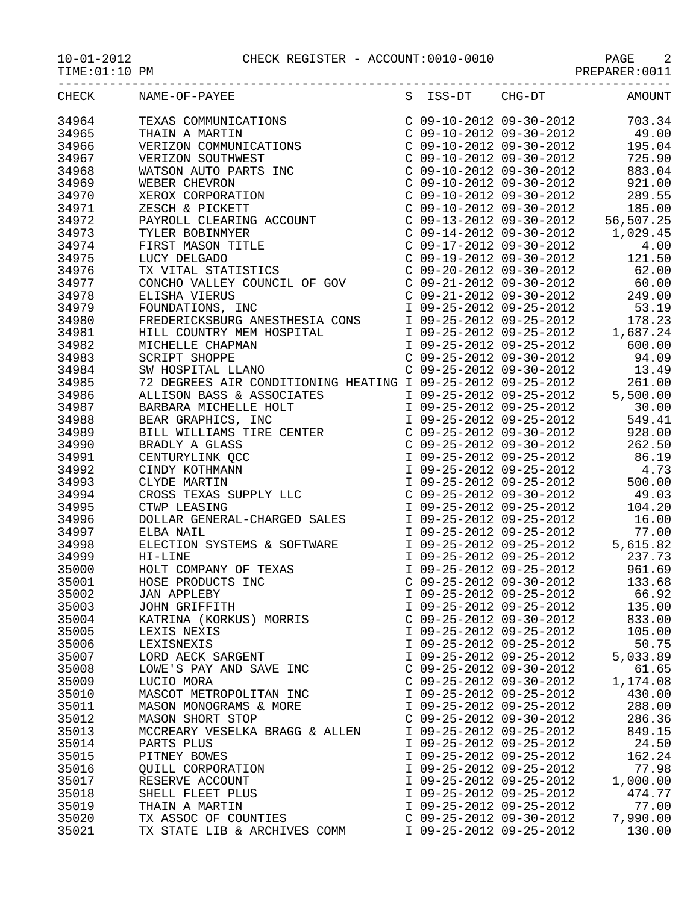CHECK REGISTER - ACCOUNT:0010-0010

10-01-2012
TIME:01:10 PM
PREPARER:0011

| CHECK | NAME-OF-PAYEE | S | ISS-DT | CHG-DT | AMOUNT |
|---|---|---|---|---|---|
| 34964 | TEXAS COMMUNICATIONS | C | 09-10-2012 | 09-30-2012 | 703.34 |
| 34965 | THAIN A MARTIN | C | 09-10-2012 | 09-30-2012 | 49.00 |
| 34966 | VERIZON COMMUNICATIONS | C | 09-10-2012 | 09-30-2012 | 195.04 |
| 34967 | VERIZON SOUTHWEST | C | 09-10-2012 | 09-30-2012 | 725.90 |
| 34968 | WATSON AUTO PARTS INC | C | 09-10-2012 | 09-30-2012 | 883.04 |
| 34969 | WEBER CHEVRON | C | 09-10-2012 | 09-30-2012 | 921.00 |
| 34970 | XEROX CORPORATION | C | 09-10-2012 | 09-30-2012 | 289.55 |
| 34971 | ZESCH & PICKETT | C | 09-10-2012 | 09-30-2012 | 185.00 |
| 34972 | PAYROLL CLEARING ACCOUNT | C | 09-13-2012 | 09-30-2012 | 56,507.25 |
| 34973 | TYLER BOBINMYER | C | 09-14-2012 | 09-30-2012 | 1,029.45 |
| 34974 | FIRST MASON TITLE | C | 09-17-2012 | 09-30-2012 | 4.00 |
| 34975 | LUCY DELGADO | C | 09-19-2012 | 09-30-2012 | 121.50 |
| 34976 | TX VITAL STATISTICS | C | 09-20-2012 | 09-30-2012 | 62.00 |
| 34977 | CONCHO VALLEY COUNCIL OF GOV | C | 09-21-2012 | 09-30-2012 | 60.00 |
| 34978 | ELISHA VIERUS | C | 09-21-2012 | 09-30-2012 | 249.00 |
| 34979 | FOUNDATIONS, INC | I | 09-25-2012 | 09-25-2012 | 53.19 |
| 34980 | FREDERICKSBURG ANESTHESIA CONS | I | 09-25-2012 | 09-25-2012 | 178.23 |
| 34981 | HILL COUNTRY MEM HOSPITAL | I | 09-25-2012 | 09-25-2012 | 1,687.24 |
| 34982 | MICHELLE CHAPMAN | I | 09-25-2012 | 09-25-2012 | 600.00 |
| 34983 | SCRIPT SHOPPE | C | 09-25-2012 | 09-30-2012 | 94.09 |
| 34984 | SW HOSPITAL LLANO | C | 09-25-2012 | 09-30-2012 | 13.49 |
| 34985 | 72 DEGREES AIR CONDITIONING HEATING | I | 09-25-2012 | 09-25-2012 | 261.00 |
| 34986 | ALLISON BASS & ASSOCIATES | I | 09-25-2012 | 09-25-2012 | 5,500.00 |
| 34987 | BARBARA MICHELLE HOLT | I | 09-25-2012 | 09-25-2012 | 30.00 |
| 34988 | BEAR GRAPHICS, INC | I | 09-25-2012 | 09-25-2012 | 549.41 |
| 34989 | BILL WILLIAMS TIRE CENTER | C | 09-25-2012 | 09-30-2012 | 928.00 |
| 34990 | BRADLY A GLASS | C | 09-25-2012 | 09-30-2012 | 262.50 |
| 34991 | CENTURYLINK QCC | I | 09-25-2012 | 09-25-2012 | 86.19 |
| 34992 | CINDY KOTHMANN | I | 09-25-2012 | 09-25-2012 | 4.73 |
| 34993 | CLYDE MARTIN | I | 09-25-2012 | 09-25-2012 | 500.00 |
| 34994 | CROSS TEXAS SUPPLY LLC | C | 09-25-2012 | 09-30-2012 | 49.03 |
| 34995 | CTWP LEASING | I | 09-25-2012 | 09-25-2012 | 104.20 |
| 34996 | DOLLAR GENERAL-CHARGED SALES | I | 09-25-2012 | 09-25-2012 | 16.00 |
| 34997 | ELBA NAIL | I | 09-25-2012 | 09-25-2012 | 77.00 |
| 34998 | ELECTION SYSTEMS & SOFTWARE | I | 09-25-2012 | 09-25-2012 | 5,615.82 |
| 34999 | HI-LINE | I | 09-25-2012 | 09-25-2012 | 237.73 |
| 35000 | HOLT COMPANY OF TEXAS | I | 09-25-2012 | 09-25-2012 | 961.69 |
| 35001 | HOSE PRODUCTS INC | C | 09-25-2012 | 09-30-2012 | 133.68 |
| 35002 | JAN APPLEBY | I | 09-25-2012 | 09-25-2012 | 66.92 |
| 35003 | JOHN GRIFFITH | I | 09-25-2012 | 09-25-2012 | 135.00 |
| 35004 | KATRINA (KORKUS) MORRIS | C | 09-25-2012 | 09-30-2012 | 833.00 |
| 35005 | LEXIS NEXIS | I | 09-25-2012 | 09-25-2012 | 105.00 |
| 35006 | LEXISNEXIS | I | 09-25-2012 | 09-25-2012 | 50.75 |
| 35007 | LORD AECK SARGENT | I | 09-25-2012 | 09-25-2012 | 5,033.89 |
| 35008 | LOWE'S PAY AND SAVE INC | C | 09-25-2012 | 09-30-2012 | 61.65 |
| 35009 | LUCIO MORA | C | 09-25-2012 | 09-30-2012 | 1,174.08 |
| 35010 | MASCOT METROPOLITAN INC | I | 09-25-2012 | 09-25-2012 | 430.00 |
| 35011 | MASON MONOGRAMS & MORE | I | 09-25-2012 | 09-25-2012 | 288.00 |
| 35012 | MASON SHORT STOP | C | 09-25-2012 | 09-30-2012 | 286.36 |
| 35013 | MCCREARY VESELKA BRAGG & ALLEN | I | 09-25-2012 | 09-25-2012 | 849.15 |
| 35014 | PARTS PLUS | I | 09-25-2012 | 09-25-2012 | 24.50 |
| 35015 | PITNEY BOWES | I | 09-25-2012 | 09-25-2012 | 162.24 |
| 35016 | QUILL CORPORATION | I | 09-25-2012 | 09-25-2012 | 77.98 |
| 35017 | RESERVE ACCOUNT | I | 09-25-2012 | 09-25-2012 | 1,000.00 |
| 35018 | SHELL FLEET PLUS | I | 09-25-2012 | 09-25-2012 | 474.77 |
| 35019 | THAIN A MARTIN | I | 09-25-2012 | 09-25-2012 | 77.00 |
| 35020 | TX ASSOC OF COUNTIES | C | 09-25-2012 | 09-30-2012 | 7,990.00 |
| 35021 | TX STATE LIB & ARCHIVES COMM | I | 09-25-2012 | 09-25-2012 | 130.00 |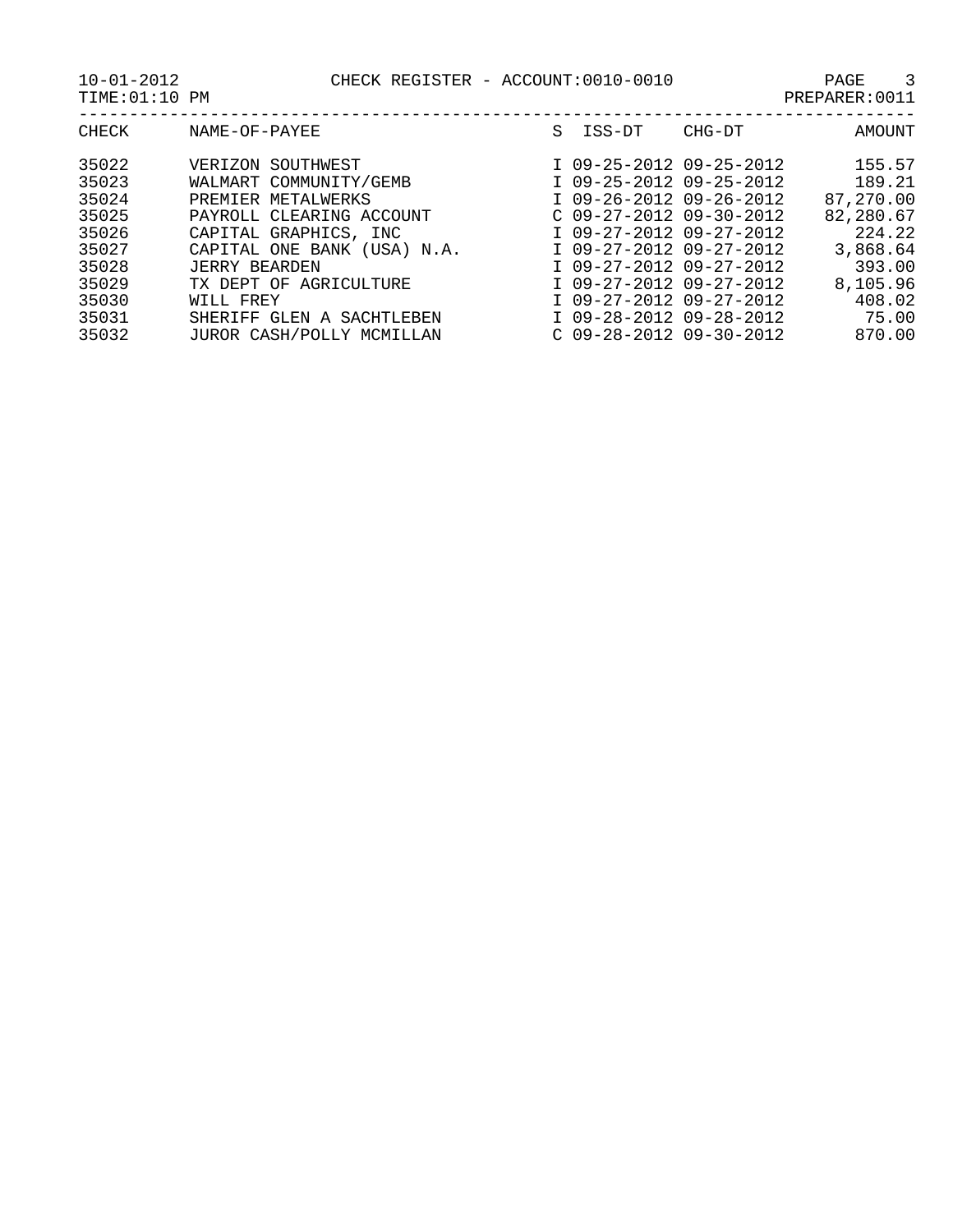10-01-2012 CHECK REGISTER - ACCOUNT:0010-0010

TIME:01:10 PM PREPARER:0011

| CHECK | NAME-OF-PAYEE | S | ISS-DT | CHG-DT | AMOUNT |
|---|---|---|---|---|---|
| 35022 | VERIZON SOUTHWEST | I | 09-25-2012 | 09-25-2012 | 155.57 |
| 35023 | WALMART COMMUNITY/GEMB | I | 09-25-2012 | 09-25-2012 | 189.21 |
| 35024 | PREMIER METALWERKS | I | 09-26-2012 | 09-26-2012 | 87,270.00 |
| 35025 | PAYROLL CLEARING ACCOUNT | C | 09-27-2012 | 09-30-2012 | 82,280.67 |
| 35026 | CAPITAL GRAPHICS, INC | I | 09-27-2012 | 09-27-2012 | 224.22 |
| 35027 | CAPITAL ONE BANK (USA) N.A. | I | 09-27-2012 | 09-27-2012 | 3,868.64 |
| 35028 | JERRY BEARDEN | I | 09-27-2012 | 09-27-2012 | 393.00 |
| 35029 | TX DEPT OF AGRICULTURE | I | 09-27-2012 | 09-27-2012 | 8,105.96 |
| 35030 | WILL FREY | I | 09-27-2012 | 09-27-2012 | 408.02 |
| 35031 | SHERIFF GLEN A SACHTLEBEN | I | 09-28-2012 | 09-28-2012 | 75.00 |
| 35032 | JUROR CASH/POLLY MCMILLAN | C | 09-28-2012 | 09-30-2012 | 870.00 |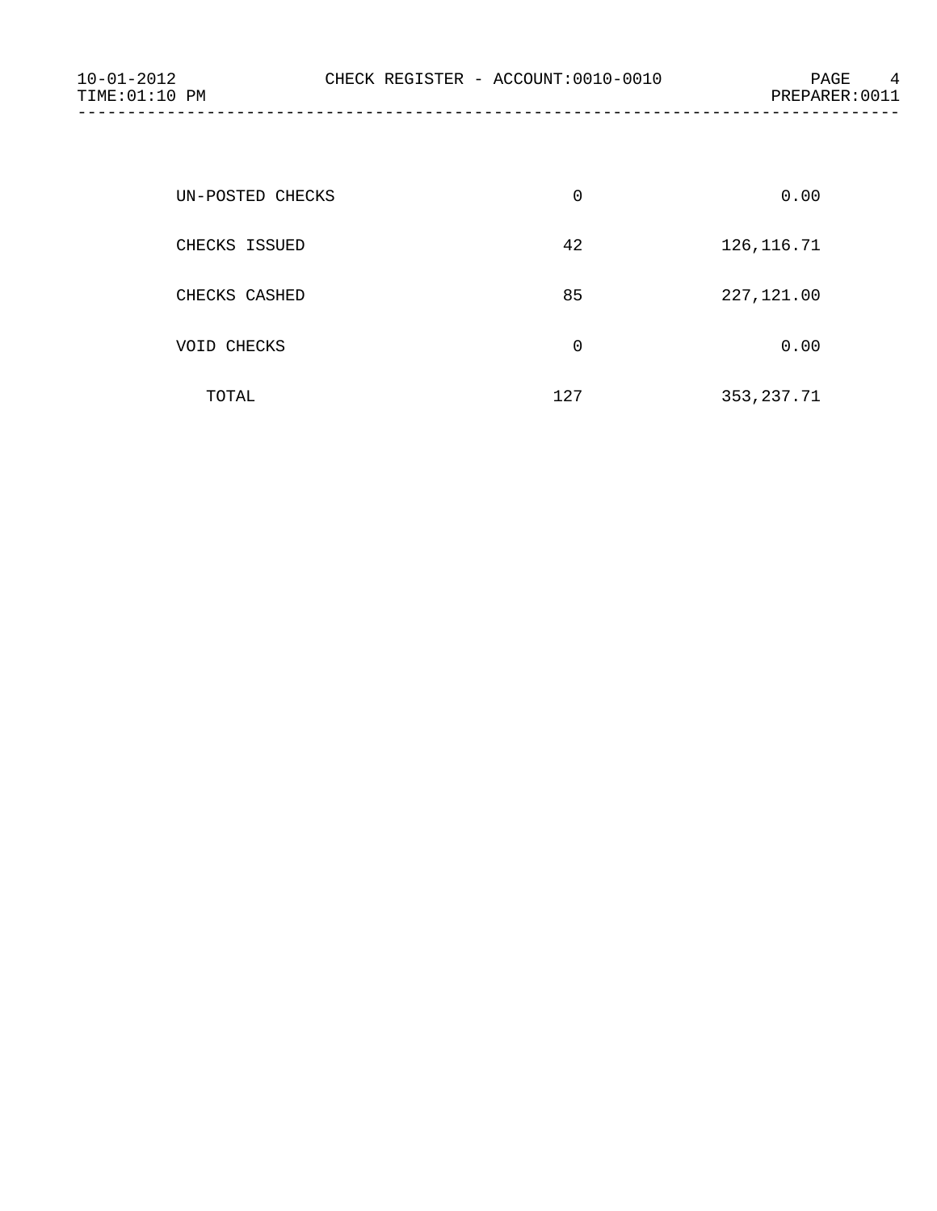| | | |
|---|---|---|
| UN-POSTED CHECKS | 0 | 0.00 |
| CHECKS ISSUED | 42 | 126,116.71 |
| CHECKS CASHED | 85 | 227,121.00 |
| VOID CHECKS | 0 | 0.00 |
| TOTAL | 127 | 353,237.71 |